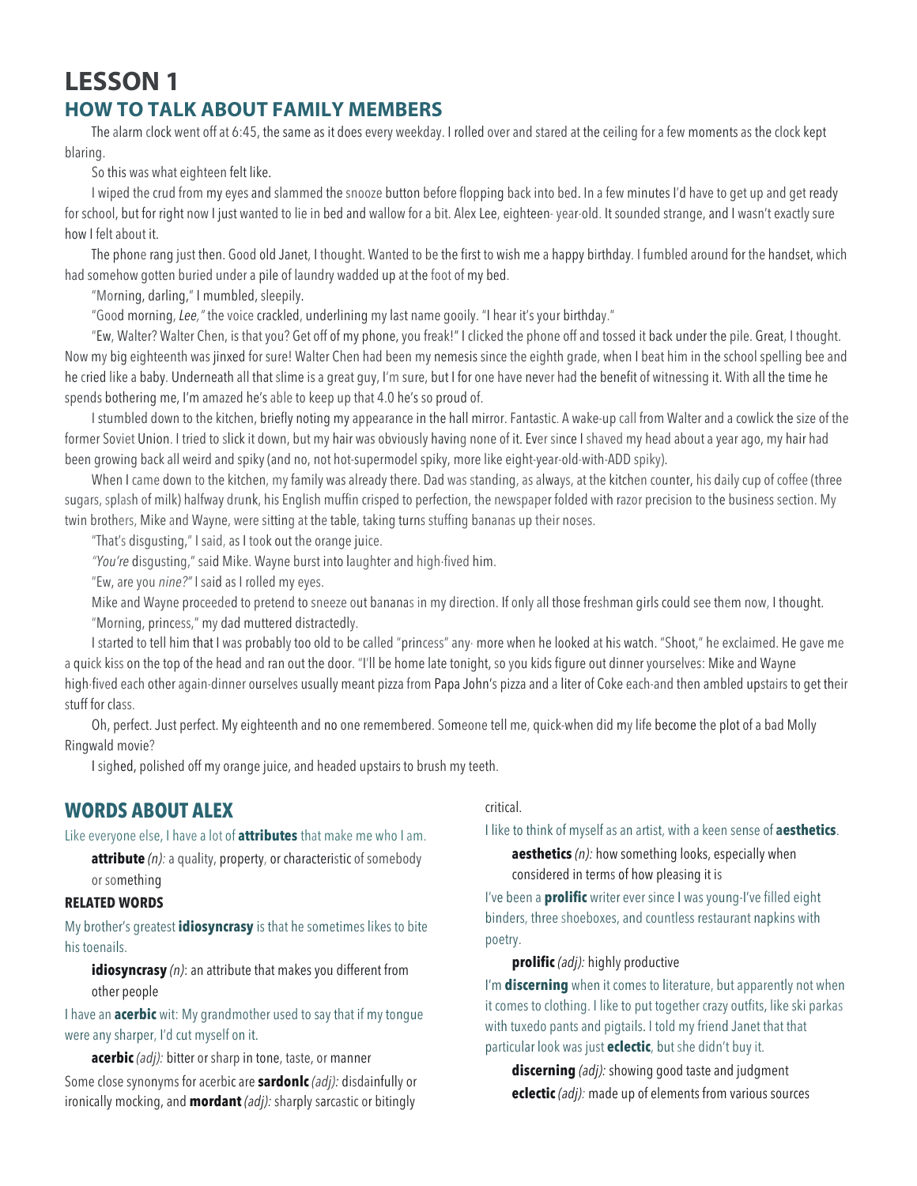# LESSON 1

## HOW TO TALK ABOUT FAMILY MEMBERS

The alarm clock went off at 6:45, the same as it does every weekday. I rolled over and stared at the ceiling for a few moments as the clock kept blaring.

So this was what eighteen felt like.

I wiped the crud from my eyes and slammed the snooze button before flopping back into bed. In a few minutes I'd have to get up and get ready for school, but for right now I just wanted to lie in bed and wallow for a bit. Alex Lee, eighteen- year-old. It sounded strange, and I wasn't exactly sure how I felt about it.

The phone rang just then. Good old Janet, I thought. Wanted to be the first to wish me a happy birthday. I fumbled around for the handset, which had somehow gotten buried under a pile of laundry wadded up at the foot of my bed.

"Morning, darling," I mumbled, sleepily.

"Good morning, *Lee,"* the voice crackled, underlining my last name gooily. "I hear it's your birthday."

"Ew, Walter? Walter Chen, is that you? Get off of my phone, you freak!" I clicked the phone off and tossed it back under the pile. Great, I thought. Now my big eighteenth was jinxed for sure! Walter Chen had been my nemesis since the eighth grade, when I beat him in the school spelling bee and he cried like a baby. Underneath all that slime is a great guy, I'm sure, but I for one have never had the benefit of witnessing it. With all the time he spends bothering me, I'm amazed he's able to keep up that 4.0 he's so proud of.

I stumbled down to the kitchen, briefly noting my appearance in the hall mirror. Fantastic. A wake-up call from Walter and a cowlick the size of the former Soviet Union. I tried to slick it down, but my hair was obviously having none of it. Ever since I shaved my head about a year ago, my hair had been growing back all weird and spiky (and no, not hot-supermodel spiky, more like eight-year-old-with-ADD spiky).

When I came down to the kitchen, my family was already there. Dad was standing, as always, at the kitchen counter, his daily cup of coffee (three sugars, splash of milk) halfway drunk, his English muffin crisped to perfection, the newspaper folded with razor precision to the business section. My twin brothers, Mike and Wayne, were sitting at the table, taking turns stuffing bananas up their noses.

"That's disgusting," I said, as I took out the orange juice.

*"You're* disgusting," said Mike. Wayne burst into laughter and high-fived him.

"Ew, are you *nine?"* I said as I rolled my eyes.

Mike and Wayne proceeded to pretend to sneeze out bananas in my direction. If only all those freshman girls could see them now, I thought.

"Morning, princess," my dad muttered distractedly.

I started to tell him that I was probably too old to be called "princess" any- more when he looked at his watch. "Shoot," he exclaimed. He gave me a quick kiss on the top of the head and ran out the door. "I'll be home late tonight, so you kids figure out dinner yourselves: Mike and Wayne high-fived each other again-dinner ourselves usually meant pizza from Papa John's pizza and a liter of Coke each-and then ambled upstairs to get their stuff for class.

Oh, perfect. Just perfect. My eighteenth and no one remembered. Someone tell me, quick-when did my life become the plot of a bad Molly Ringwald movie?

I sighed, polished off my orange juice, and headed upstairs to brush my teeth.

## WORDS ABOUT ALEX

Like everyone else, I have a lot of **attributes** that make me who I am.

**attribute** *(n):* a quality, property, or characteristic of somebody or something

**RELATED WORDS**

My brother's greatest **idiosyncrasy** is that he sometimes likes to bite his toenails.

**idiosyncrasy** *(n)*: an attribute that makes you different from other people

I have an **acerbic** wit: My grandmother used to say that if my tongue were any sharper, I'd cut myself on it.

**acerbic** *(adj):* bitter or sharp in tone, taste, or manner

Some close synonyms for acerbic are **sardonlc** *(adj):* disdainfully or ironically mocking, and **mordant** *(adj):* sharply sarcastic or bitingly critical.

I like to think of myself as an artist, with a keen sense of **aesthetics**.

**aesthetics** *(n):* how something looks, especially when considered in terms of how pleasing it is

I've been a **prolific** writer ever since I was young-I've filled eight binders, three shoeboxes, and countless restaurant napkins with poetry.

**prolific** *(adj):* highly productive

I'm **discerning** when it comes to literature, but apparently not when it comes to clothing. I like to put together crazy outfits, like ski parkas with tuxedo pants and pigtails. I told my friend Janet that that particular look was just **eclectic**, but she didn't buy it.

**discerning** *(adj):* showing good taste and judgment

**eclectic** *(adj):* made up of elements from various sources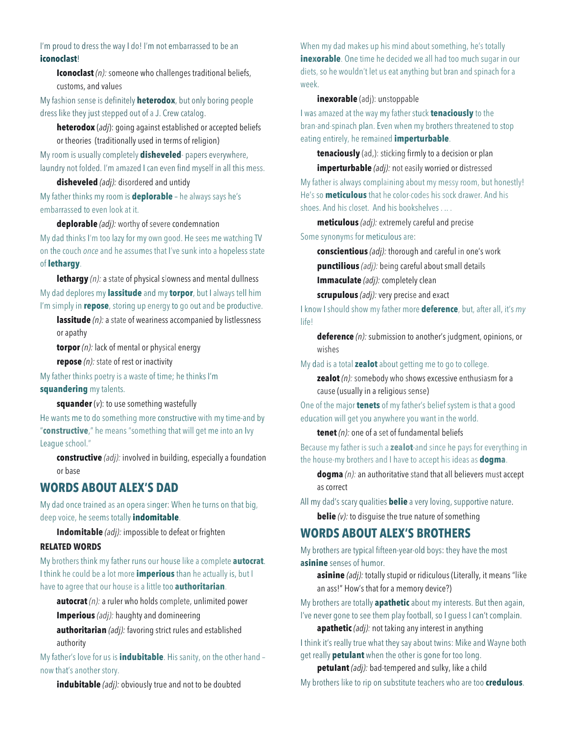I'm proud to dress the way I do! I'm not embarrassed to be an **iconoclast**!

**Iconoclast** *(n):* someone who challenges traditional beliefs, customs, and values

My fashion sense is definitely **heterodox**, but only boring people dress like they just stepped out of a J. Crew catalog.

**heterodox** (*adj*): going against established or accepted beliefs or theories (traditionally used in terms of religion)

My room is usually completely **disheveled**- papers everywhere, laundry not folded. I'm amazed I can even find myself in all this mess.

**disheveled** *(adj):* disordered and untidy

My father thinks my room is **deplorable** – he always says he's embarrassed to even look at it.

**deplorable** *(adj):* worthy of severe condemnation

My dad thinks I'm too lazy for my own good. He sees me watching TV on the couch *once* and he assumes that I've sunk into a hopeless state of **lethargy**.

**lethargy** *(n):* a state of physical slowness and mental dullness

My dad deplores my **lassitude** and my **torpor**, but I always tell him I'm simply in **repose**, storing up energy to go out and be productive.

**lassitude** *(n):* a state of weariness accompanied by listlessness or apathy

**torpor** *(n):* lack of mental or physical energy

**repose** *(n):* state of rest or inactivity

My father thinks poetry is a waste of time; he thinks I'm **squandering** my talents.

**squander** (*v*): to use something wastefully

He wants me to do something more constructive with my time-and by "**constructive**," he means "something that will get me into an Ivy League school."

**constructive** *(adj):* involved in building, especially a foundation or base

## WORDS ABOUT ALEX'S DAD

My dad once trained as an opera singer: When he turns on that big, deep voice, he seems totally **indomitable**.

**Indomitable** *(adj):* impossible to defeat or frighten

**RELATED WORDS**

My brothers think my father runs our house like a complete **autocrat**. I think he could be a lot more **imperious** than he actually is, but I have to agree that our house is a little too **authoritarian**.

**autocrat** *(n):* a ruler who holds complete, unlimited power

**Imperious** *(adj):* haughty and domineering

**authoritarian** *(adj):* favoring strict rules and established authority

My father's love for us is **indubitable**. His sanity, on the other hand – now that's another story.

**indubitable** *(adj):* obviously true and not to be doubted

When my dad makes up his mind about something, he's totally **inexorable**. One time he decided we all had too much sugar in our diets, so he wouldn't let us eat anything but bran and spinach for a week.

**inexorable** (adj): unstoppable

I was amazed at the way my father stuck **tenaciously** to the bran-and-spinach plan. Even when my brothers threatened to stop eating entirely, he remained **imperturbable**.

**tenaciously** (ad,): sticking firmly to a decision or plan

**imperturbable** *(adj):* not easily worried or distressed

My father is always complaining about my messy room, but honestly! He's so **meticulous** that he color-codes his sock drawer. And his shoes. And his closet. And his bookshelves . . . .

**meticulous** *(adj):* extremely careful and precise

Some synonyms for meticulous are:

**conscientious** *(adj):* thorough and careful in one's work

**punctilious** *(adj):* being careful about small details

**Immaculate** *(adj):* completely clean

**scrupulous** *(adj):* very precise and exact

I know I should show my father more **deference**, but, after all, it's *my* life!

**deference** *(n):* submission to another's judgment, opinions, or wishes

My dad is a total **zealot** about getting me to go to college.

**zealot** *(n):* somebody who shows excessive enthusiasm for a cause (usually in a religious sense)

One of the major **tenets** of my father's belief system is that a good education will get you anywhere you want in the world.

**tenet** *(n):* one of a set of fundamental beliefs

Because my father is such a **zealot**-and since he pays for everything in the house-my brothers and I have to accept his ideas as **dogma**.

**dogma** *(n):* an authoritative stand that all believers must accept as correct

All my dad's scary qualities **belie** a very loving, supportive nature.

**belie** *(v):* to disguise the true nature of something

## WORDS ABOUT ALEX'S BROTHERS

My brothers are typical fifteen-year-old boys: they have the most **asinine** senses of humor.

**asinine** *(adj):* totally stupid or ridiculous (Literally, it means "like an ass!" How's that for a memory device?)

My brothers are totally **apathetic** about my interests. But then again, I've never gone to see them play football, so I guess I can't complain.

**apathetic** *(adj):* not taking any interest in anything

I think it's really true what they say about twins: Mike and Wayne both get really **petulant** when the other is gone for too long.

**petulant** *(adj):* bad-tempered and sulky, like a child

My brothers like to rip on substitute teachers who are too **credulous**.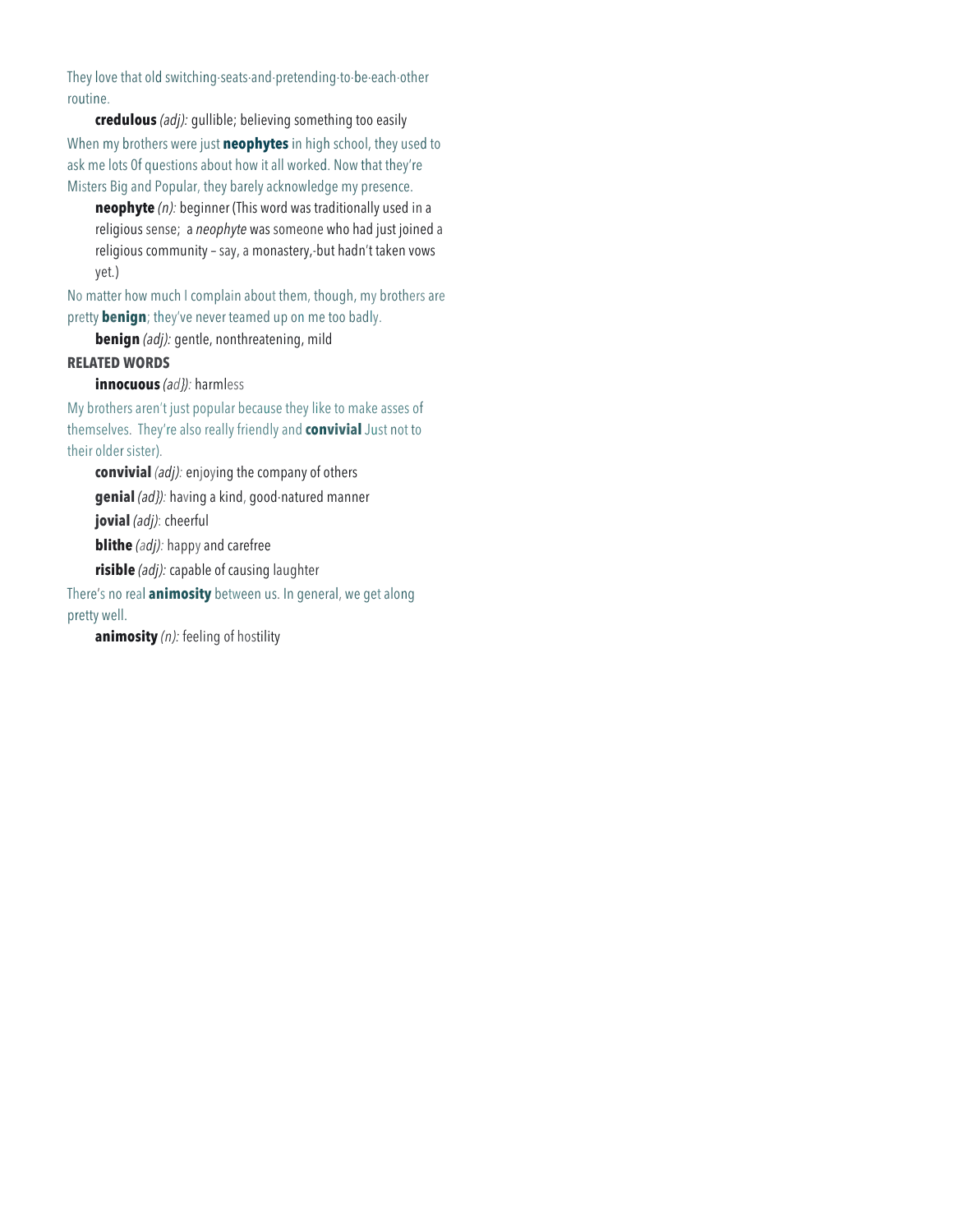They love that old switching-seats-and-pretending-to-be-each-other routine.

**credulous** *(adj):* gullible; believing something too easily

When my brothers were just **neophytes** in high school, they used to ask me lots Of questions about how it all worked. Now that they're Misters Big and Popular, they barely acknowledge my presence.

**neophyte** *(n):* beginner (This word was traditionally used in a religious sense; a *neophyte* was someone who had just joined a religious community – say, a monastery,-but hadn't taken vows yet.)

No matter how much I complain about them, though, my brothers are pretty **benign**; they've never teamed up on me too badly.

**benign** *(adj):* gentle, nonthreatening, mild

**RELATED WORDS**

**innocuous** *(adj):* harmless

My brothers aren't just popular because they like to make asses of themselves. They're also really friendly and **convivial** Just not to their older sister).

**convivial** *(adj):* enjoying the company of others

**genial** *(adj):* having a kind, good-natured manner

**jovial** *(adj)*: cheerful

**blithe** *(adj):* happy and carefree

**risible** *(adj):* capable of causing laughter

There's no real **animosity** between us. In general, we get along pretty well.

**animosity** *(n):* feeling of hostility